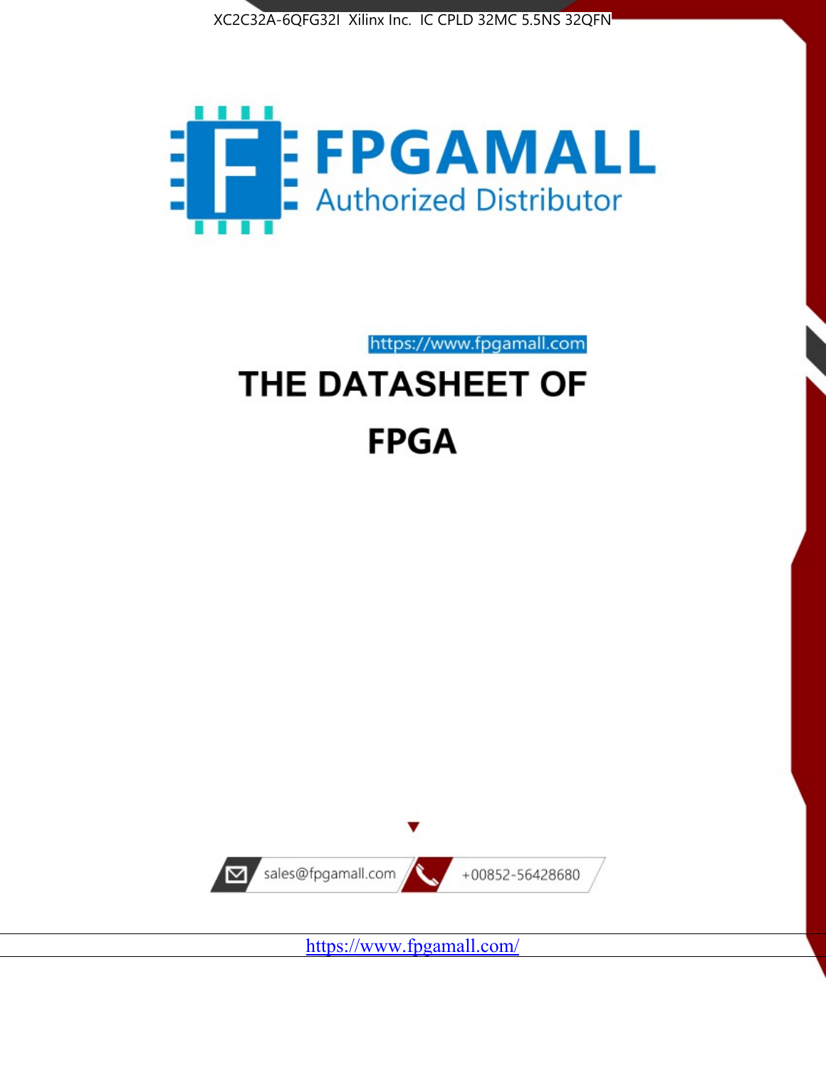XC2C32A-6QFG32I Xilinx Inc. IC CPLD 32MC 5.5NS 32QFN

FPGAMALL

Authorized Distributor

https://www.fpgamall.com

# THE DATASHEET OF FPGA

sales@fpgamall.com

+00852-56428680

https://www.fpgamall.com/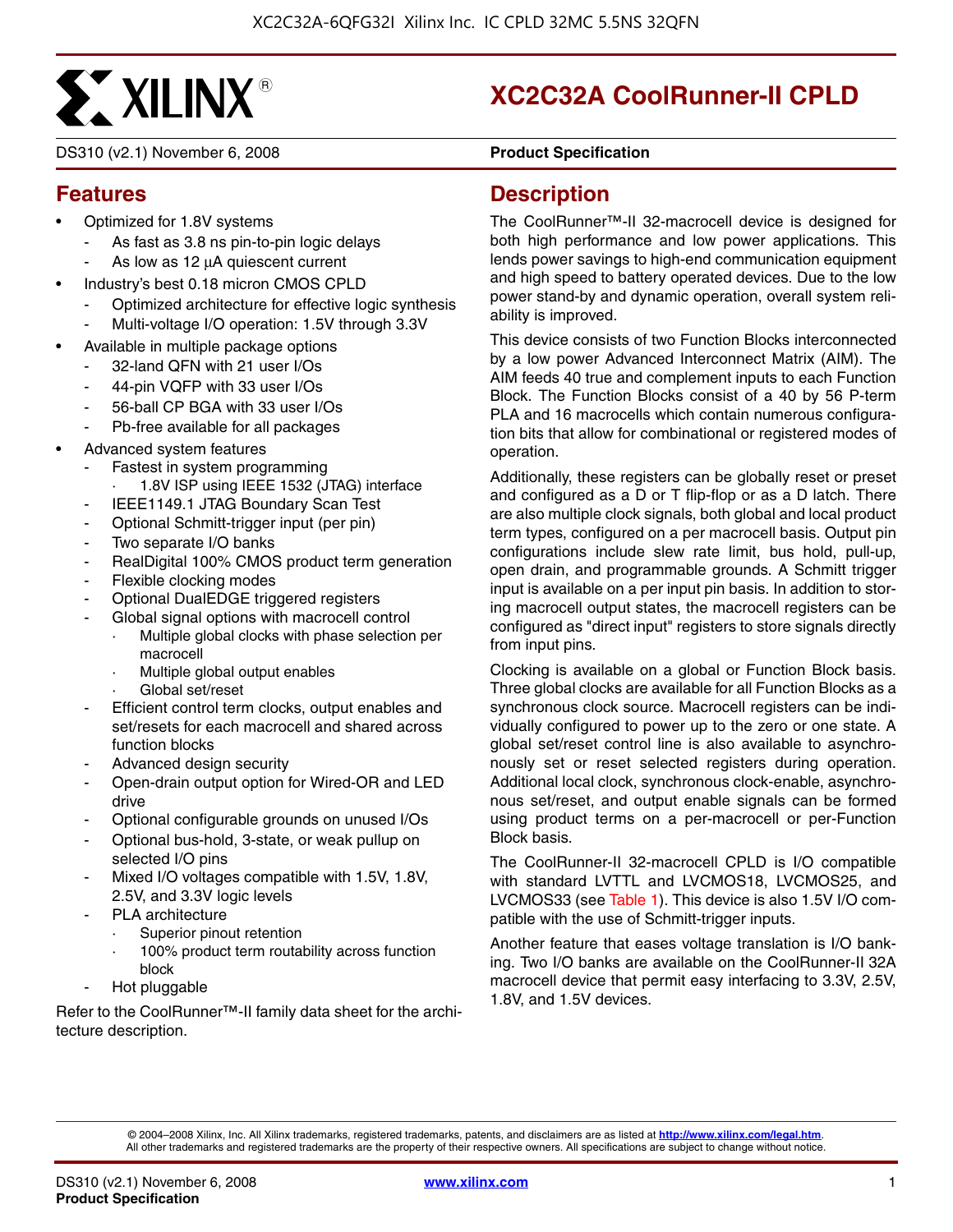# XC2C32A CoolRunner-II CPLD

DS310 (v2.1) November 6, 2008 **Product Specification**

## Features

- Optimized for 1.8V systems
  - As fast as 3.8 ns pin-to-pin logic delays
  - As low as 12 μA quiescent current
- Industry's best 0.18 micron CMOS CPLD
  - Optimized architecture for effective logic synthesis
  - Multi-voltage I/O operation: 1.5V through 3.3V
- Available in multiple package options
  - 32-land QFN with 21 user I/Os
  - 44-pin VQFP with 33 user I/Os
  - 56-ball CP BGA with 33 user I/Os
  - Pb-free available for all packages
- Advanced system features
  - Fastest in system programming
    - 1.8V ISP using IEEE 1532 (JTAG) interface
  - IEEE1149.1 JTAG Boundary Scan Test
  - Optional Schmitt-trigger input (per pin)
  - Two separate I/O banks
  - RealDigital 100% CMOS product term generation
  - Flexible clocking modes
  - Optional DualEDGE triggered registers
  - Global signal options with macrocell control
    - Multiple global clocks with phase selection per macrocell
    - Multiple global output enables
    - Global set/reset
  - Efficient control term clocks, output enables and set/resets for each macrocell and shared across function blocks
  - Advanced design security
  - Open-drain output option for Wired-OR and LED drive
  - Optional configurable grounds on unused I/Os
  - Optional bus-hold, 3-state, or weak pullup on selected I/O pins
  - Mixed I/O voltages compatible with 1.5V, 1.8V, 2.5V, and 3.3V logic levels
  - PLA architecture
    - Superior pinout retention
    - 100% product term routability across function block
  - Hot pluggable

Refer to the CoolRunner™-II family data sheet for the architecture description.

## Description

The CoolRunner™-II 32-macrocell device is designed for both high performance and low power applications. This lends power savings to high-end communication equipment and high speed to battery operated devices. Due to the low power stand-by and dynamic operation, overall system reliability is improved.

This device consists of two Function Blocks interconnected by a low power Advanced Interconnect Matrix (AIM). The AIM feeds 40 true and complement inputs to each Function Block. The Function Blocks consist of a 40 by 56 P-term PLA and 16 macrocells which contain numerous configuration bits that allow for combinational or registered modes of operation.

Additionally, these registers can be globally reset or preset and configured as a D or T flip-flop or as a D latch. There are also multiple clock signals, both global and local product term types, configured on a per macrocell basis. Output pin configurations include slew rate limit, bus hold, pull-up, open drain, and programmable grounds. A Schmitt trigger input is available on a per input pin basis. In addition to storing macrocell output states, the macrocell registers can be configured as "direct input" registers to store signals directly from input pins.

Clocking is available on a global or Function Block basis. Three global clocks are available for all Function Blocks as a synchronous clock source. Macrocell registers can be individually configured to power up to the zero or one state. A global set/reset control line is also available to asynchronously set or reset selected registers during operation. Additional local clock, synchronous clock-enable, asynchronous set/reset, and output enable signals can be formed using product terms on a per-macrocell or per-Function Block basis.

The CoolRunner-II 32-macrocell CPLD is I/O compatible with standard LVTTL and LVCMOS18, LVCMOS25, and LVCMOS33 (see Table 1). This device is also 1.5V I/O compatible with the use of Schmitt-trigger inputs.

Another feature that eases voltage translation is I/O banking. Two I/O banks are available on the CoolRunner-II 32A macrocell device that permit easy interfacing to 3.3V, 2.5V, 1.8V, and 1.5V devices.

© 2004–2008 Xilinx, Inc. All Xilinx trademarks, registered trademarks, patents, and disclaimers are as listed at http://www.xilinx.com/legal.htm. All other trademarks and registered trademarks are the property of their respective owners. All specifications are subject to change without notice.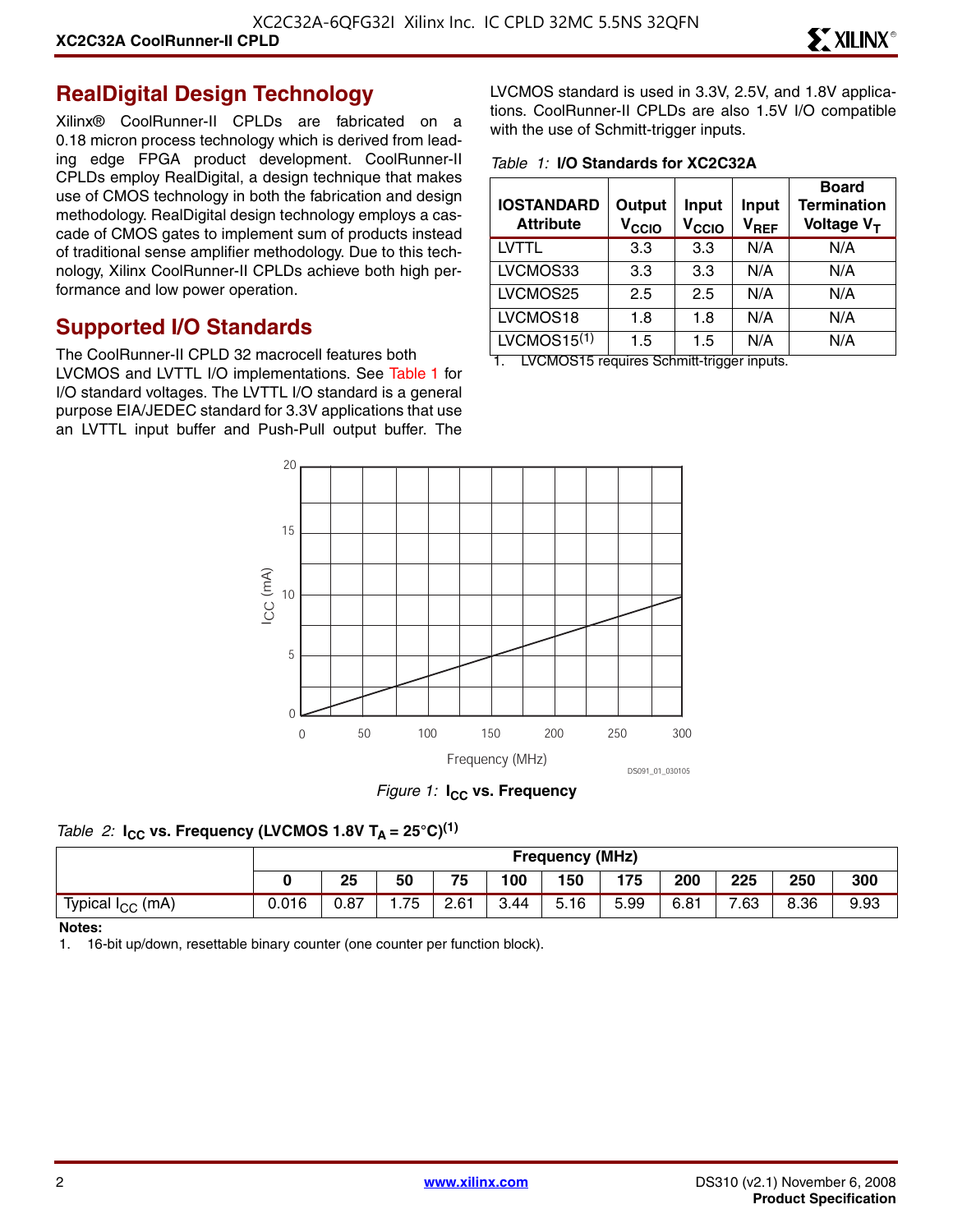## RealDigital Design Technology

Xilinx® CoolRunner-II CPLDs are fabricated on a 0.18 micron process technology which is derived from leading edge FPGA product development. CoolRunner-II CPLDs employ RealDigital, a design technique that makes use of CMOS technology in both the fabrication and design methodology. RealDigital design technology employs a cascade of CMOS gates to implement sum of products instead of traditional sense amplifier methodology. Due to this technology, Xilinx CoolRunner-II CPLDs achieve both high performance and low power operation.

## Supported I/O Standards

The CoolRunner-II CPLD 32 macrocell features both LVCMOS and LVTTL I/O implementations. See Table 1 for I/O standard voltages. The LVTTL I/O standard is a general purpose EIA/JEDEC standard for 3.3V applications that use an LVTTL input buffer and Push-Pull output buffer. The LVCMOS standard is used in 3.3V, 2.5V, and 1.8V applications. CoolRunner-II CPLDs are also 1.5V I/O compatible with the use of Schmitt-trigger inputs.

*Table 1:* **I/O Standards for XC2C32A**

| IOSTANDARD Attribute | Output $V_{CCIO}$ | Input $V_{CCIO}$ | Input $V_{REF}$ | Board Termination Voltage $V_T$ |
|---|---|---|---|---|
| LVTTL | 3.3 | 3.3 | N/A | N/A |
| LVCMOS33 | 3.3 | 3.3 | N/A | N/A |
| LVCMOS25 | 2.5 | 2.5 | N/A | N/A |
| LVCMOS18 | 1.8 | 1.8 | N/A | N/A |
| LVCMOS15(1) | 1.5 | 1.5 | N/A | N/A |

1. LVCMOS15 requires Schmitt-trigger inputs.

*Figure 1:* **$I_{CC}$ vs. Frequency**

*Table 2:* **$I_{CC}$ vs. Frequency (LVCMOS 1.8V $T_A$ = 25°C)(1)**

| | Frequency (MHz) | | | | | | | | | | |
|---|---|---|---|---|---|---|---|---|---|---|---|
| | 0 | 25 | 50 | 75 | 100 | 150 | 175 | 200 | 225 | 250 | 300 |
| Typical $I_{CC}$ (mA) | 0.016 | 0.87 | 1.75 | 2.61 | 3.44 | 5.16 | 5.99 | 6.81 | 7.63 | 8.36 | 9.93 |

**Notes:**

1. 16-bit up/down, resettable binary counter (one counter per function block).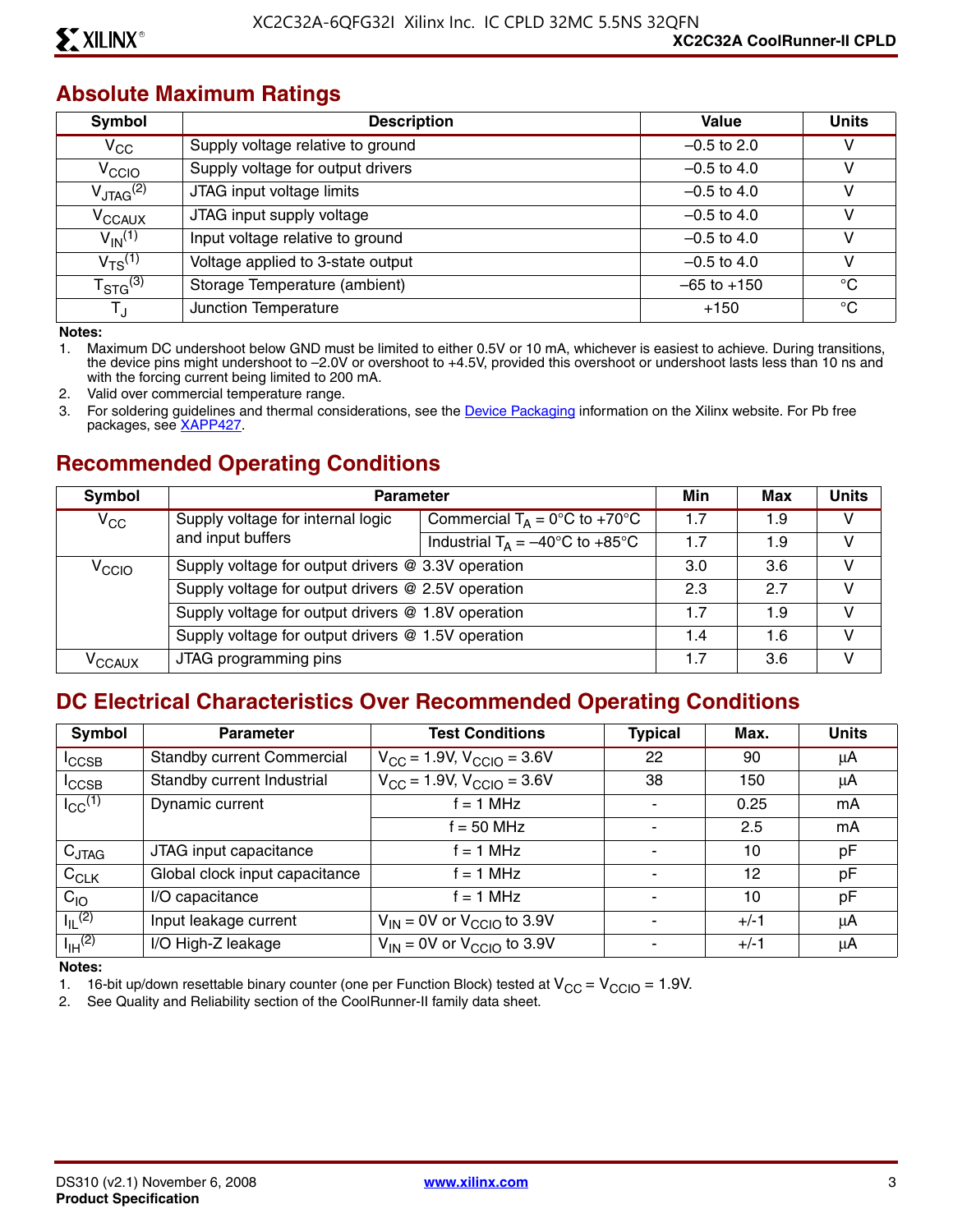## Absolute Maximum Ratings

| Symbol | Description | Value | Units |
|---|---|---|---|
| $V_{CC}$ | Supply voltage relative to ground | –0.5 to 2.0 | V |
| $V_{CCIO}$ | Supply voltage for output drivers | –0.5 to 4.0 | V |
| $V_{JTAG}$[2] | JTAG input voltage limits | –0.5 to 4.0 | V |
| $V_{CCAUX}$ | JTAG input supply voltage | –0.5 to 4.0 | V |
| $V_{IN}$[1] | Input voltage relative to ground | –0.5 to 4.0 | V |
| $V_{TS}$[1] | Voltage applied to 3-state output | –0.5 to 4.0 | V |
| $T_{STG}$[3] | Storage Temperature (ambient) | –65 to +150 | °C |
| $T_J$ | Junction Temperature | +150 | °C |

**Notes:**

1. Maximum DC undershoot below GND must be limited to either 0.5V or 10 mA, whichever is easiest to achieve. During transitions, the device pins might undershoot to –2.0V or overshoot to +4.5V, provided this overshoot or undershoot lasts less than 10 ns and with the forcing current being limited to 200 mA.
2. Valid over commercial temperature range.
3. For soldering guidelines and thermal considerations, see the Device Packaging information on the Xilinx website. For Pb free packages, see XAPP427.

## Recommended Operating Conditions

| Symbol | Parameter | | Min | Max | Units |
|---|---|---|---|---|---|
| $V_{CC}$ | Supply voltage for internal logic and input buffers | Commercial $T_A$ = 0°C to +70°C | 1.7 | 1.9 | V |
| | | Industrial $T_A$ = –40°C to +85°C | 1.7 | 1.9 | V |
| $V_{CCIO}$ | Supply voltage for output drivers @ 3.3V operation | | 3.0 | 3.6 | V |
| | Supply voltage for output drivers @ 2.5V operation | | 2.3 | 2.7 | V |
| | Supply voltage for output drivers @ 1.8V operation | | 1.7 | 1.9 | V |
| | Supply voltage for output drivers @ 1.5V operation | | 1.4 | 1.6 | V |
| $V_{CCAUX}$ | JTAG programming pins | | 1.7 | 3.6 | V |

## DC Electrical Characteristics Over Recommended Operating Conditions

| Symbol | Parameter | Test Conditions | Typical | Max. | Units |
|---|---|---|---|---|---|
| $I_{CCSB}$ | Standby current Commercial | $V_{CC}$ = 1.9V, $V_{CCIO}$ = 3.6V | 22 | 90 | μA |
| $I_{CCSB}$ | Standby current Industrial | $V_{CC}$ = 1.9V, $V_{CCIO}$ = 3.6V | 38 | 150 | μA |
| $I_{CC}$[1] | Dynamic current | f = 1 MHz | - | 0.25 | mA |
| | | f = 50 MHz | - | 2.5 | mA |
| $C_{JTAG}$ | JTAG input capacitance | f = 1 MHz | - | 10 | pF |
| $C_{CLK}$ | Global clock input capacitance | f = 1 MHz | - | 12 | pF |
| $C_{IO}$ | I/O capacitance | f = 1 MHz | - | 10 | pF |
| $I_{IL}$[2] | Input leakage current | $V_{IN}$ = 0V or $V_{CCIO}$ to 3.9V | - | +/-1 | μA |
| $I_{IH}$[2] | I/O High-Z leakage | $V_{IN}$ = 0V or $V_{CCIO}$ to 3.9V | - | +/-1 | μA |

**Notes:**

1. 16-bit up/down resettable binary counter (one per Function Block) tested at $V_{CC}$ = $V_{CCIO}$ = 1.9V.
2. See Quality and Reliability section of the CoolRunner-II family data sheet.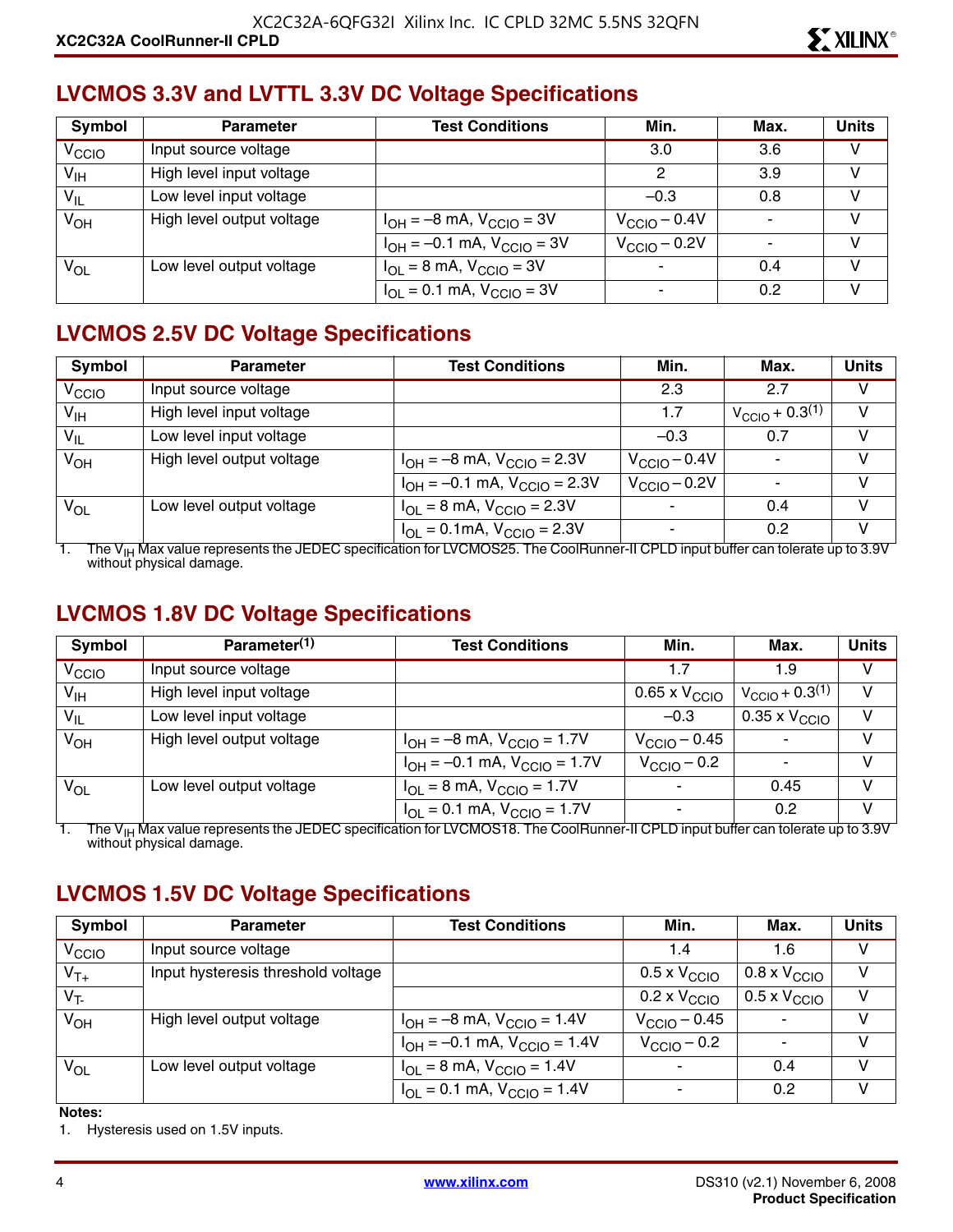## LVCMOS 3.3V and LVTTL 3.3V DC Voltage Specifications

| Symbol | Parameter | Test Conditions | Min. | Max. | Units |
|---|---|---|---|---|---|
| $V_{CCIO}$ | Input source voltage | | 3.0 | 3.6 | V |
| $V_{IH}$ | High level input voltage | | 2 | 3.9 | V |
| $V_{IL}$ | Low level input voltage | | –0.3 | 0.8 | V |
| $V_{OH}$ | High level output voltage | $I_{OH}$ = –8 mA, $V_{CCIO}$ = 3V | $V_{CCIO}$ – 0.4V | - | V |
| | | $I_{OH}$ = –0.1 mA, $V_{CCIO}$ = 3V | $V_{CCIO}$ – 0.2V | - | V |
| $V_{OL}$ | Low level output voltage | $I_{OL}$ = 8 mA, $V_{CCIO}$ = 3V | - | 0.4 | V |
| | | $I_{OL}$ = 0.1 mA, $V_{CCIO}$ = 3V | - | 0.2 | V |

## LVCMOS 2.5V DC Voltage Specifications

| Symbol | Parameter | Test Conditions | Min. | Max. | Units |
|---|---|---|---|---|---|
| $V_{CCIO}$ | Input source voltage | | 2.3 | 2.7 | V |
| $V_{IH}$ | High level input voltage | | 1.7 | $V_{CCIO}$ + 0.3[1] | V |
| $V_{IL}$ | Low level input voltage | | –0.3 | 0.7 | V |
| $V_{OH}$ | High level output voltage | $I_{OH}$ = –8 mA, $V_{CCIO}$ = 2.3V | $V_{CCIO}$ – 0.4V | - | V |
| | | $I_{OH}$ = –0.1 mA, $V_{CCIO}$ = 2.3V | $V_{CCIO}$ – 0.2V | - | V |
| $V_{OL}$ | Low level output voltage | $I_{OL}$ = 8 mA, $V_{CCIO}$ = 2.3V | - | 0.4 | V |
| | | $I_{OL}$ = 0.1mA, $V_{CCIO}$ = 2.3V | - | 0.2 | V |

1. The $V_{IH}$ Max value represents the JEDEC specification for LVCMOS25. The CoolRunner-II CPLD input buffer can tolerate up to 3.9V without physical damage.

## LVCMOS 1.8V DC Voltage Specifications

| Symbol | Parameter[1] | Test Conditions | Min. | Max. | Units |
|---|---|---|---|---|---|
| $V_{CCIO}$ | Input source voltage | | 1.7 | 1.9 | V |
| $V_{IH}$ | High level input voltage | | 0.65 x $V_{CCIO}$ | $V_{CCIO}$ + 0.3[1] | V |
| $V_{IL}$ | Low level input voltage | | –0.3 | 0.35 x $V_{CCIO}$ | V |
| $V_{OH}$ | High level output voltage | $I_{OH}$ = –8 mA, $V_{CCIO}$ = 1.7V | $V_{CCIO}$ – 0.45 | - | V |
| | | $I_{OH}$ = –0.1 mA, $V_{CCIO}$ = 1.7V | $V_{CCIO}$ – 0.2 | - | V |
| $V_{OL}$ | Low level output voltage | $I_{OL}$ = 8 mA, $V_{CCIO}$ = 1.7V | - | 0.45 | V |
| | | $I_{OL}$ = 0.1 mA, $V_{CCIO}$ = 1.7V | - | 0.2 | V |

1. The $V_{IH}$ Max value represents the JEDEC specification for LVCMOS18. The CoolRunner-II CPLD input buffer can tolerate up to 3.9V without physical damage.

## LVCMOS 1.5V DC Voltage Specifications

| Symbol | Parameter | Test Conditions | Min. | Max. | Units |
|---|---|---|---|---|---|
| $V_{CCIO}$ | Input source voltage | | 1.4 | 1.6 | V |
| $V_{T+}$ | Input hysteresis threshold voltage | | 0.5 x $V_{CCIO}$ | 0.8 x $V_{CCIO}$ | V |
| $V_{T-}$ | | | 0.2 x $V_{CCIO}$ | 0.5 x $V_{CCIO}$ | V |
| $V_{OH}$ | High level output voltage | $I_{OH}$ = –8 mA, $V_{CCIO}$ = 1.4V | $V_{CCIO}$ – 0.45 | - | V |
| | | $I_{OH}$ = –0.1 mA, $V_{CCIO}$ = 1.4V | $V_{CCIO}$ – 0.2 | - | V |
| $V_{OL}$ | Low level output voltage | $I_{OL}$ = 8 mA, $V_{CCIO}$ = 1.4V | - | 0.4 | V |
| | | $I_{OL}$ = 0.1 mA, $V_{CCIO}$ = 1.4V | - | 0.2 | V |

**Notes:**

1. Hysteresis used on 1.5V inputs.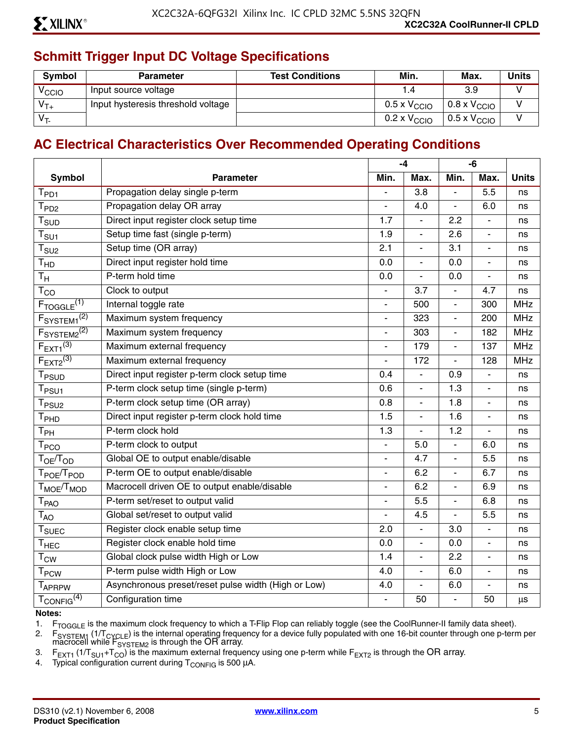## Schmitt Trigger Input DC Voltage Specifications

| Symbol | Parameter | Test Conditions | Min. | Max. | Units |
|---|---|---|---|---|---|
| $V_{CCIO}$ | Input source voltage | | 1.4 | 3.9 | V |
| $V_{T+}$ | Input hysteresis threshold voltage | | 0.5 x $V_{CCIO}$ | 0.8 x $V_{CCIO}$ | V |
| $V_{T-}$ | | | 0.2 x $V_{CCIO}$ | 0.5 x $V_{CCIO}$ | V |

## AC Electrical Characteristics Over Recommended Operating Conditions

| Symbol | Parameter | -4 | | -6 | | Units |
|---|---|---|---|---|---|---|
| | | Min. | Max. | Min. | Max. | |
| $T_{PD1}$ | Propagation delay single p-term | - | 3.8 | - | 5.5 | ns |
| $T_{PD2}$ | Propagation delay OR array | - | 4.0 | - | 6.0 | ns |
| $T_{SUD}$ | Direct input register clock setup time | 1.7 | - | 2.2 | - | ns |
| $T_{SU1}$ | Setup time fast (single p-term) | 1.9 | - | 2.6 | - | ns |
| $T_{SU2}$ | Setup time (OR array) | 2.1 | - | 3.1 | - | ns |
| $T_{HD}$ | Direct input register hold time | 0.0 | - | 0.0 | - | ns |
| $T_H$ | P-term hold time | 0.0 | - | 0.0 | - | ns |
| $T_{CO}$ | Clock to output | - | 3.7 | - | 4.7 | ns |
| $F_{TOGGLE}$(1) | Internal toggle rate | - | 500 | - | 300 | MHz |
| $F_{SYSTEM1}$(2) | Maximum system frequency | - | 323 | - | 200 | MHz |
| $F_{SYSTEM2}$(2) | Maximum system frequency | - | 303 | - | 182 | MHz |
| $F_{EXT1}$(3) | Maximum external frequency | - | 179 | - | 137 | MHz |
| $F_{EXT2}$(3) | Maximum external frequency | - | 172 | - | 128 | MHz |
| $T_{PSUD}$ | Direct input register p-term clock setup time | 0.4 | - | 0.9 | - | ns |
| $T_{PSU1}$ | P-term clock setup time (single p-term) | 0.6 | - | 1.3 | - | ns |
| $T_{PSU2}$ | P-term clock setup time (OR array) | 0.8 | - | 1.8 | - | ns |
| $T_{PHD}$ | Direct input register p-term clock hold time | 1.5 | - | 1.6 | - | ns |
| $T_{PH}$ | P-term clock hold | 1.3 | - | 1.2 | - | ns |
| $T_{PCO}$ | P-term clock to output | - | 5.0 | - | 6.0 | ns |
| $T_{OE}/T_{OD}$ | Global OE to output enable/disable | - | 4.7 | - | 5.5 | ns |
| $T_{POE}/T_{POD}$ | P-term OE to output enable/disable | - | 6.2 | - | 6.7 | ns |
| $T_{MOE}/T_{MOD}$ | Macrocell driven OE to output enable/disable | - | 6.2 | - | 6.9 | ns |
| $T_{PAO}$ | P-term set/reset to output valid | - | 5.5 | - | 6.8 | ns |
| $T_{AO}$ | Global set/reset to output valid | - | 4.5 | - | 5.5 | ns |
| $T_{SUEC}$ | Register clock enable setup time | 2.0 | - | 3.0 | - | ns |
| $T_{HEC}$ | Register clock enable hold time | 0.0 | - | 0.0 | - | ns |
| $T_{CW}$ | Global clock pulse width High or Low | 1.4 | - | 2.2 | - | ns |
| $T_{PCW}$ | P-term pulse width High or Low | 4.0 | - | 6.0 | - | ns |
| $T_{APRPW}$ | Asynchronous preset/reset pulse width (High or Low) | 4.0 | - | 6.0 | - | ns |
| $T_{CONFIG}$(4) | Configuration time | - | 50 | - | 50 | µs |

**Notes:**

1. $F_{TOGGLE}$ is the maximum clock frequency to which a T-Flip Flop can reliably toggle (see the CoolRunner-II family data sheet).
2. $F_{SYSTEM1}$ ($1/T_{CYCLE}$) is the internal operating frequency for a device fully populated with one 16-bit counter through one p-term per macrocell while $F_{SYSTEM2}$ is through the OR array.
3. $F_{EXT1}$ ($1/T_{SU1}+T_{CO}$) is the maximum external frequency using one p-term while $F_{EXT2}$ is through the OR array.
4. Typical configuration current during $T_{CONFIG}$ is 500 µA.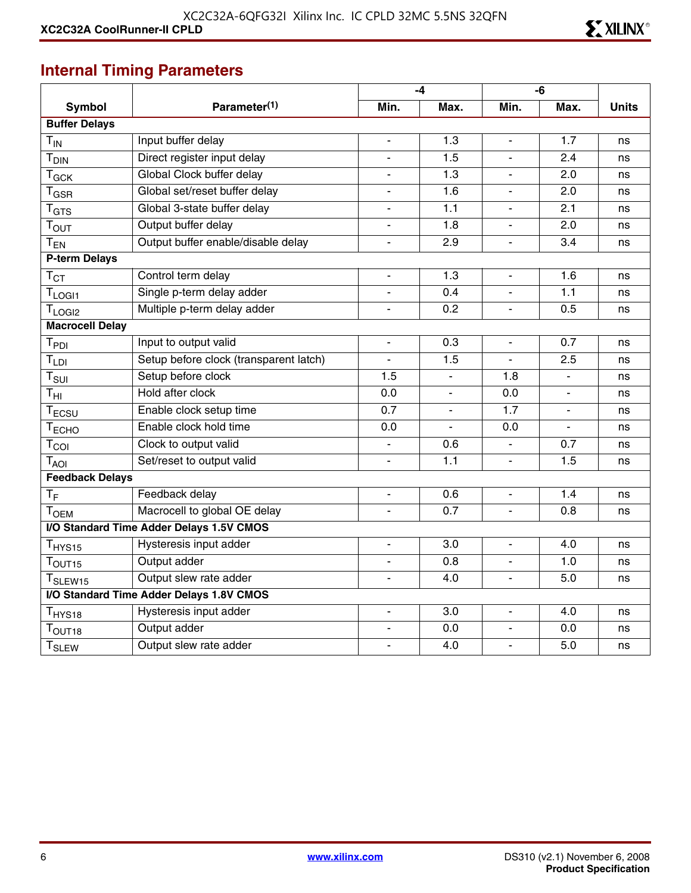## Internal Timing Parameters

| Symbol | Parameter(1) | -4 | | -6 | | Units |
|---|---|---|---|---|---|---|
| | | Min. | Max. | Min. | Max. | |
| **Buffer Delays** | | | | | | |
| $T_{IN}$ | Input buffer delay | - | 1.3 | - | 1.7 | ns |
| $T_{DIN}$ | Direct register input delay | - | 1.5 | - | 2.4 | ns |
| $T_{GCK}$ | Global Clock buffer delay | - | 1.3 | - | 2.0 | ns |
| $T_{GSR}$ | Global set/reset buffer delay | - | 1.6 | - | 2.0 | ns |
| $T_{GTS}$ | Global 3-state buffer delay | - | 1.1 | - | 2.1 | ns |
| $T_{OUT}$ | Output buffer delay | - | 1.8 | - | 2.0 | ns |
| $T_{EN}$ | Output buffer enable/disable delay | - | 2.9 | - | 3.4 | ns |
| **P-term Delays** | | | | | | |
| $T_{CT}$ | Control term delay | - | 1.3 | - | 1.6 | ns |
| $T_{LOGI1}$ | Single p-term delay adder | - | 0.4 | - | 1.1 | ns |
| $T_{LOGI2}$ | Multiple p-term delay adder | - | 0.2 | - | 0.5 | ns |
| **Macrocell Delay** | | | | | | |
| $T_{PDI}$ | Input to output valid | - | 0.3 | - | 0.7 | ns |
| $T_{LDI}$ | Setup before clock (transparent latch) | - | 1.5 | - | 2.5 | ns |
| $T_{SUI}$ | Setup before clock | 1.5 | - | 1.8 | - | ns |
| $T_{HI}$ | Hold after clock | 0.0 | - | 0.0 | - | ns |
| $T_{ECSU}$ | Enable clock setup time | 0.7 | - | 1.7 | - | ns |
| $T_{ECHO}$ | Enable clock hold time | 0.0 | - | 0.0 | - | ns |
| $T_{COI}$ | Clock to output valid | - | 0.6 | - | 0.7 | ns |
| $T_{AOI}$ | Set/reset to output valid | - | 1.1 | - | 1.5 | ns |
| **Feedback Delays** | | | | | | |
| $T_{F}$ | Feedback delay | - | 0.6 | - | 1.4 | ns |
| $T_{OEM}$ | Macrocell to global OE delay | - | 0.7 | - | 0.8 | ns |
| **I/O Standard Time Adder Delays 1.5V CMOS** | | | | | | |
| $T_{HYS15}$ | Hysteresis input adder | - | 3.0 | - | 4.0 | ns |
| $T_{OUT15}$ | Output adder | - | 0.8 | - | 1.0 | ns |
| $T_{SLEW15}$ | Output slew rate adder | - | 4.0 | - | 5.0 | ns |
| **I/O Standard Time Adder Delays 1.8V CMOS** | | | | | | |
| $T_{HYS18}$ | Hysteresis input adder | - | 3.0 | - | 4.0 | ns |
| $T_{OUT18}$ | Output adder | - | 0.0 | - | 0.0 | ns |
| $T_{SLEW}$ | Output slew rate adder | - | 4.0 | - | 5.0 | ns |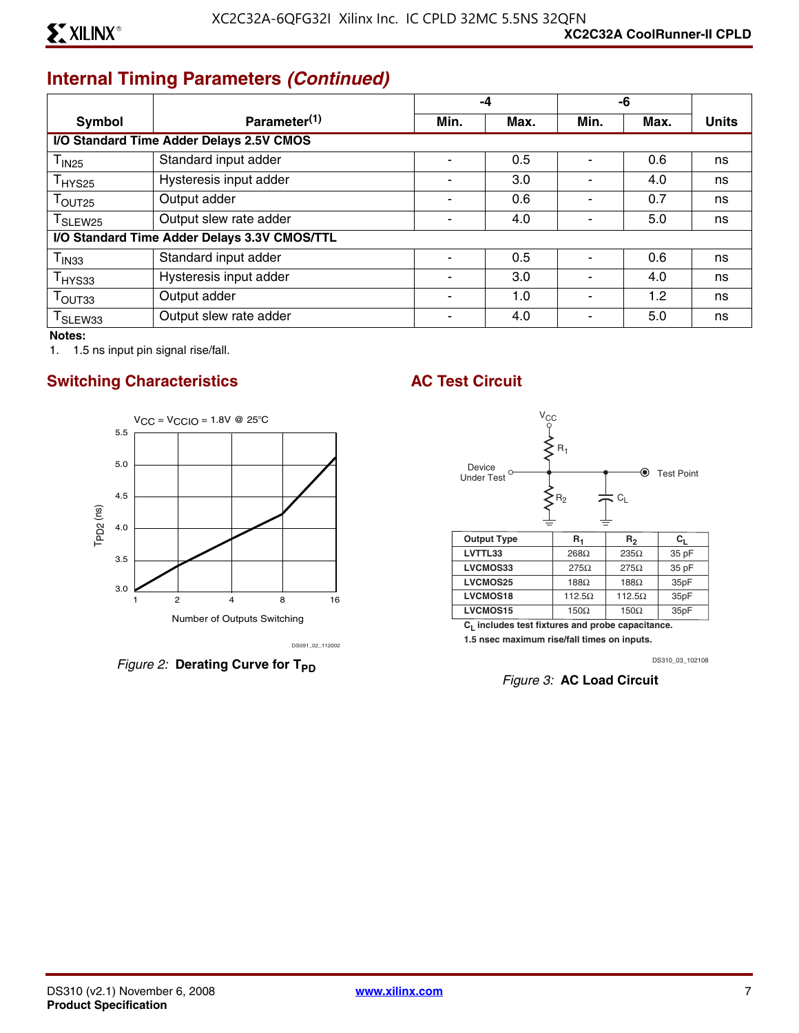## Internal Timing Parameters *(Continued)*

| Symbol | Parameter(1) | -4 | | -6 | | Units |
|---|---|---|---|---|---|---|
| | | Min. | Max. | Min. | Max. | |
| **I/O Standard Time Adder Delays 2.5V CMOS** | | | | | | |
| $T_{IN25}$ | Standard input adder | - | 0.5 | - | 0.6 | ns |
| $T_{HYS25}$ | Hysteresis input adder | - | 3.0 | - | 4.0 | ns |
| $T_{OUT25}$ | Output adder | - | 0.6 | - | 0.7 | ns |
| $T_{SLEW25}$ | Output slew rate adder | - | 4.0 | - | 5.0 | ns |
| **I/O Standard Time Adder Delays 3.3V CMOS/TTL** | | | | | | |
| $T_{IN33}$ | Standard input adder | - | 0.5 | - | 0.6 | ns |
| $T_{HYS33}$ | Hysteresis input adder | - | 3.0 | - | 4.0 | ns |
| $T_{OUT33}$ | Output adder | - | 1.0 | - | 1.2 | ns |
| $T_{SLEW33}$ | Output slew rate adder | - | 4.0 | - | 5.0 | ns |

**Notes:**
1. 1.5 ns input pin signal rise/fall.

## Switching Characteristics

$V_{CC} = V_{CCIO} = 1.8V$ @ 25°C

DS091_02_112002

*Figure 2:* **Derating Curve for $T_{PD}$**

## AC Test Circuit

| Output Type | $R_1$ | $R_2$ | $C_L$ |
|---|---|---|---|
| LVTTL33 | 268Ω | 235Ω | 35 pF |
| LVCMOS33 | 275Ω | 275Ω | 35 pF |
| LVCMOS25 | 188Ω | 188Ω | 35pF |
| LVCMOS18 | 112.5Ω | 112.5Ω | 35pF |
| LVCMOS15 | 150Ω | 150Ω | 35pF |

$C_L$ includes test fixtures and probe capacitance.
1.5 nsec maximum rise/fall times on inputs.

DS310_03_102108

*Figure 3:* **AC Load Circuit**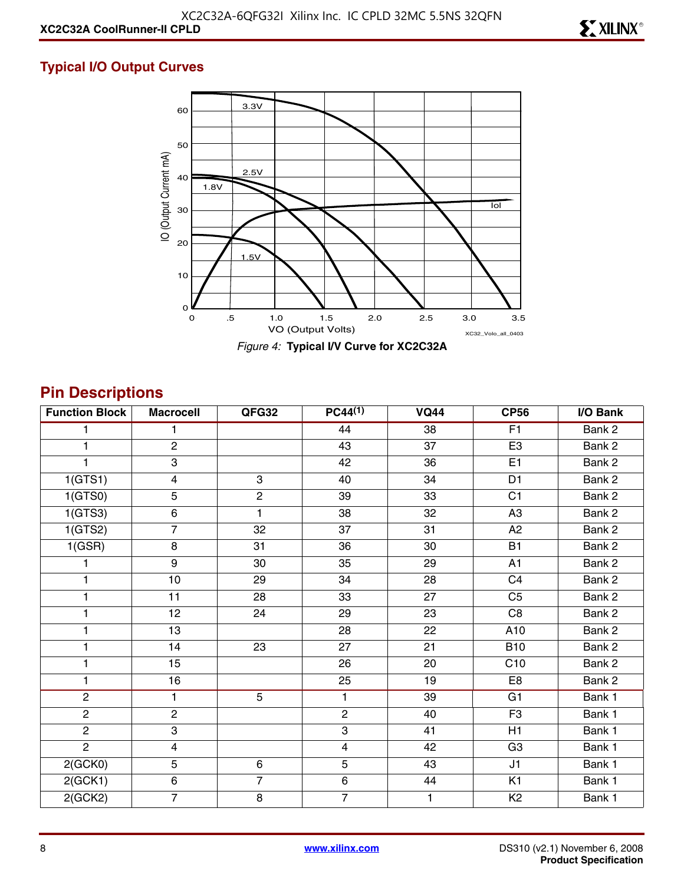## Typical I/O Output Curves

*Figure 4:* **Typical I/V Curve for XC2C32A**

## Pin Descriptions

| Function Block | Macrocell | QFG32 | PC44[1] | VQ44 | CP56 | I/O Bank |
|---|---|---|---|---|---|---|
| 1 | 1 | | 44 | 38 | F1 | Bank 2 |
| 1 | 2 | | 43 | 37 | E3 | Bank 2 |
| 1 | 3 | | 42 | 36 | E1 | Bank 2 |
| 1(GTS1) | 4 | 3 | 40 | 34 | D1 | Bank 2 |
| 1(GTS0) | 5 | 2 | 39 | 33 | C1 | Bank 2 |
| 1(GTS3) | 6 | 1 | 38 | 32 | A3 | Bank 2 |
| 1(GTS2) | 7 | 32 | 37 | 31 | A2 | Bank 2 |
| 1(GSR) | 8 | 31 | 36 | 30 | B1 | Bank 2 |
| 1 | 9 | 30 | 35 | 29 | A1 | Bank 2 |
| 1 | 10 | 29 | 34 | 28 | C4 | Bank 2 |
| 1 | 11 | 28 | 33 | 27 | C5 | Bank 2 |
| 1 | 12 | 24 | 29 | 23 | C8 | Bank 2 |
| 1 | 13 | | 28 | 22 | A10 | Bank 2 |
| 1 | 14 | 23 | 27 | 21 | B10 | Bank 2 |
| 1 | 15 | | 26 | 20 | C10 | Bank 2 |
| 1 | 16 | | 25 | 19 | E8 | Bank 2 |
| 2 | 1 | 5 | 1 | 39 | G1 | Bank 1 |
| 2 | 2 | | 2 | 40 | F3 | Bank 1 |
| 2 | 3 | | 3 | 41 | H1 | Bank 1 |
| 2 | 4 | | 4 | 42 | G3 | Bank 1 |
| 2(GCK0) | 5 | 6 | 5 | 43 | J1 | Bank 1 |
| 2(GCK1) | 6 | 7 | 6 | 44 | K1 | Bank 1 |
| 2(GCK2) | 7 | 8 | 7 | 1 | K2 | Bank 1 |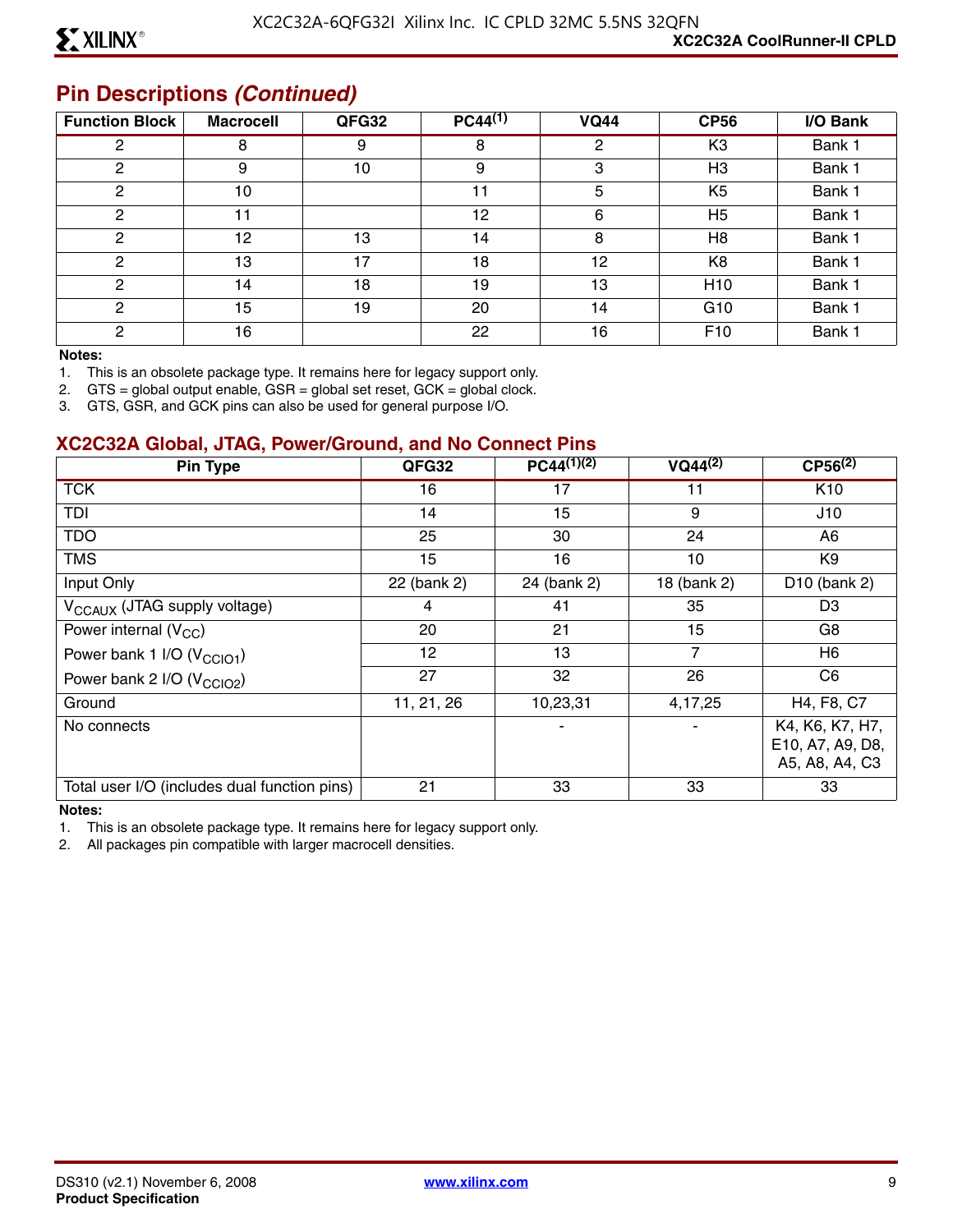## Pin Descriptions *(Continued)*

| Function Block | Macrocell | QFG32 | PC44(1) | VQ44 | CP56 | I/O Bank |
|---|---|---|---|---|---|---|
| 2 | 8 | 9 | 8 | 2 | K3 | Bank 1 |
| 2 | 9 | 10 | 9 | 3 | H3 | Bank 1 |
| 2 | 10 | | 11 | 5 | K5 | Bank 1 |
| 2 | 11 | | 12 | 6 | H5 | Bank 1 |
| 2 | 12 | 13 | 14 | 8 | H8 | Bank 1 |
| 2 | 13 | 17 | 18 | 12 | K8 | Bank 1 |
| 2 | 14 | 18 | 19 | 13 | H10 | Bank 1 |
| 2 | 15 | 19 | 20 | 14 | G10 | Bank 1 |
| 2 | 16 | | 22 | 16 | F10 | Bank 1 |

**Notes:**

1. This is an obsolete package type. It remains here for legacy support only.
2. GTS = global output enable, GSR = global set reset, GCK = global clock.
3. GTS, GSR, and GCK pins can also be used for general purpose I/O.

### XC2C32A Global, JTAG, Power/Ground, and No Connect Pins

| Pin Type | QFG32 | PC44(1)(2) | VQ44(2) | CP56(2) |
|---|---|---|---|---|
| TCK | 16 | 17 | 11 | K10 |
| TDI | 14 | 15 | 9 | J10 |
| TDO | 25 | 30 | 24 | A6 |
| TMS | 15 | 16 | 10 | K9 |
| Input Only | 22 (bank 2) | 24 (bank 2) | 18 (bank 2) | D10 (bank 2) |
| $V_{CCAUX}$ (JTAG supply voltage) | 4 | 41 | 35 | D3 |
| Power internal ($V_{CC}$) | 20 | 21 | 15 | G8 |
| Power bank 1 I/O ($V_{CCIO1}$) | 12 | 13 | 7 | H6 |
| Power bank 2 I/O ($V_{CCIO2}$) | 27 | 32 | 26 | C6 |
| Ground | 11, 21, 26 | 10,23,31 | 4,17,25 | H4, F8, C7 |
| No connects | | - | - | K4, K6, K7, H7, E10, A7, A9, D8, A5, A8, A4, C3 |
| Total user I/O (includes dual function pins) | 21 | 33 | 33 | 33 |

**Notes:**

1. This is an obsolete package type. It remains here for legacy support only.
2. All packages pin compatible with larger macrocell densities.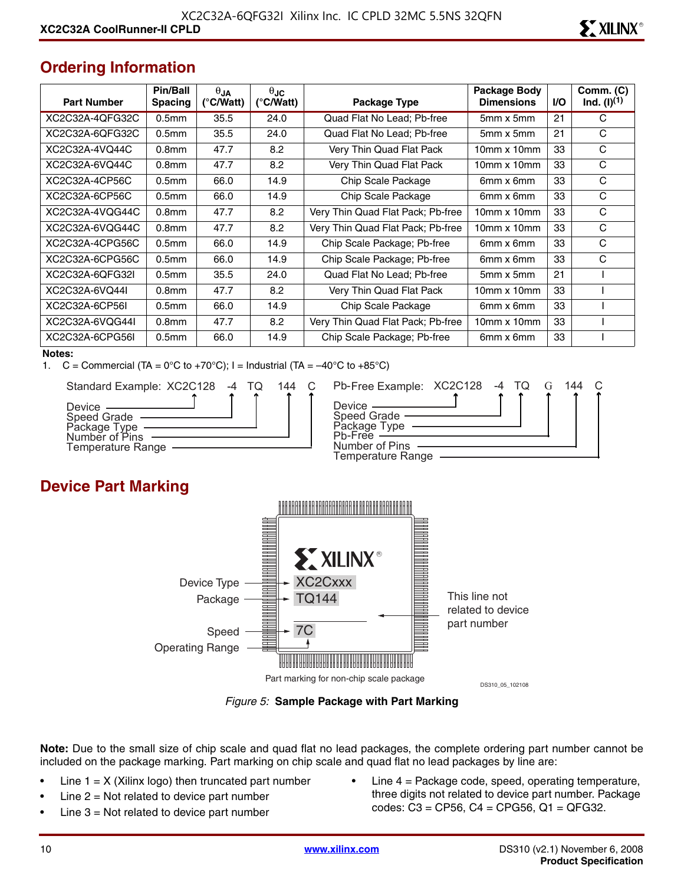## Ordering Information

| Part Number | Pin/Ball Spacing | $\theta_{JA}$ (°C/Watt) | $\theta_{JC}$ (°C/Watt) | Package Type | Package Body Dimensions | I/O | Comm. (C) Ind. (I)[1] |
|---|---|---|---|---|---|---|---|
| XC2C32A-4QFG32C | 0.5mm | 35.5 | 24.0 | Quad Flat No Lead; Pb-free | 5mm x 5mm | 21 | C |
| XC2C32A-6QFG32C | 0.5mm | 35.5 | 24.0 | Quad Flat No Lead; Pb-free | 5mm x 5mm | 21 | C |
| XC2C32A-4VQ44C | 0.8mm | 47.7 | 8.2 | Very Thin Quad Flat Pack | 10mm x 10mm | 33 | C |
| XC2C32A-6VQ44C | 0.8mm | 47.7 | 8.2 | Very Thin Quad Flat Pack | 10mm x 10mm | 33 | C |
| XC2C32A-4CP56C | 0.5mm | 66.0 | 14.9 | Chip Scale Package | 6mm x 6mm | 33 | C |
| XC2C32A-6CP56C | 0.5mm | 66.0 | 14.9 | Chip Scale Package | 6mm x 6mm | 33 | C |
| XC2C32A-4VQG44C | 0.8mm | 47.7 | 8.2 | Very Thin Quad Flat Pack; Pb-free | 10mm x 10mm | 33 | C |
| XC2C32A-6VQG44C | 0.8mm | 47.7 | 8.2 | Very Thin Quad Flat Pack; Pb-free | 10mm x 10mm | 33 | C |
| XC2C32A-4CPG56C | 0.5mm | 66.0 | 14.9 | Chip Scale Package; Pb-free | 6mm x 6mm | 33 | C |
| XC2C32A-6CPG56C | 0.5mm | 66.0 | 14.9 | Chip Scale Package; Pb-free | 6mm x 6mm | 33 | C |
| XC2C32A-6QFG32I | 0.5mm | 35.5 | 24.0 | Quad Flat No Lead; Pb-free | 5mm x 5mm | 21 | I |
| XC2C32A-6VQ44I | 0.8mm | 47.7 | 8.2 | Very Thin Quad Flat Pack | 10mm x 10mm | 33 | I |
| XC2C32A-6CP56I | 0.5mm | 66.0 | 14.9 | Chip Scale Package | 6mm x 6mm | 33 | I |
| XC2C32A-6VQG44I | 0.8mm | 47.7 | 8.2 | Very Thin Quad Flat Pack; Pb-free | 10mm x 10mm | 33 | I |
| XC2C32A-6CPG56I | 0.5mm | 66.0 | 14.9 | Chip Scale Package; Pb-free | 6mm x 6mm | 33 | I |

**Notes:**
1. C = Commercial (TA = 0°C to +70°C); I = Industrial (TA = –40°C to +85°C)

Standard Example: XC2C128 -4 TQ 144 C
- Device
- Speed Grade
- Package Type
- Number of Pins
- Temperature Range

Pb-Free Example: XC2C128 -4 TQ G 144 C
- Device
- Speed Grade
- Package Type
- Pb-Free
- Number of Pins
- Temperature Range

## Device Part Marking

Device Type: XC2Cxxx
Package: TQ144
Speed / Operating Range: 7C
This line not related to device part number

Part marking for non-chip scale package

DS310_05_102108

*Figure 5:* **Sample Package with Part Marking**

**Note:** Due to the small size of chip scale and quad flat no lead packages, the complete ordering part number cannot be included on the package marking. Part marking on chip scale and quad flat no lead packages by line are:

- Line 1 = X (Xilinx logo) then truncated part number
- Line 2 = Not related to device part number
- Line 3 = Not related to device part number
- Line 4 = Package code, speed, operating temperature, three digits not related to device part number. Package codes: C3 = CP56, C4 = CPG56, Q1 = QFG32.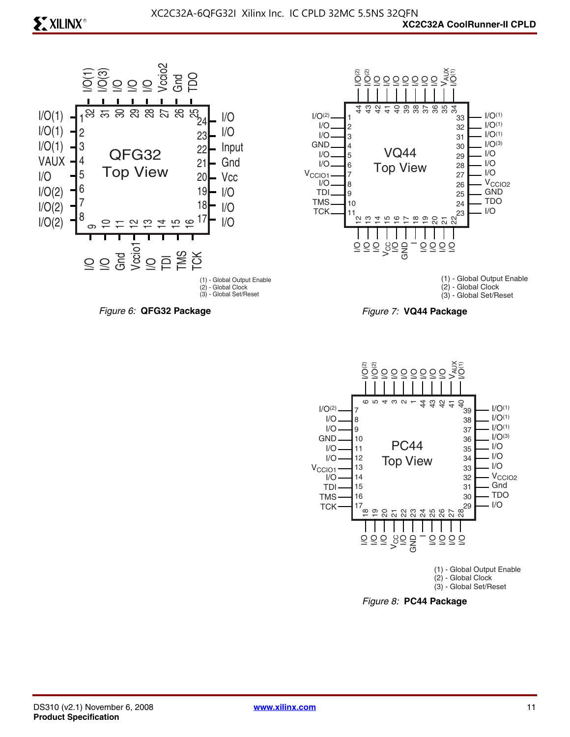(1) - Global Output Enable
(2) - Global Clock
(3) - Global Set/Reset

*Figure 6:* **QFG32 Package**

(1) - Global Output Enable
(2) - Global Clock
(3) - Global Set/Reset

*Figure 7:* **VQ44 Package**

(1) - Global Output Enable
(2) - Global Clock
(3) - Global Set/Reset

*Figure 8:* **PC44 Package**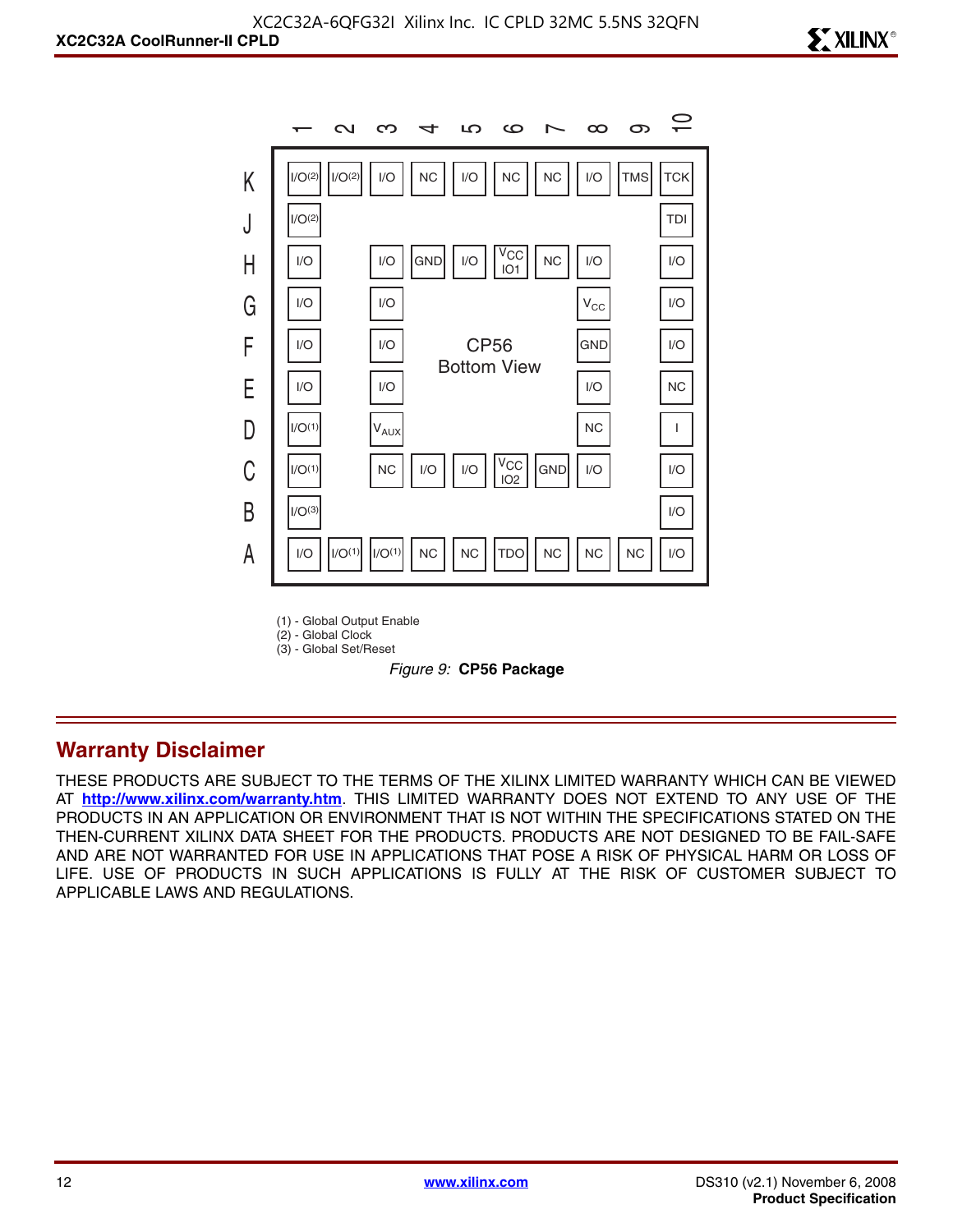| | 1 | 2 | 3 | 4 | 5 | 6 | 7 | 8 | 9 | 10 |
|---|---|---|---|---|---|---|---|---|---|---|
| K | I/O(2) | I/O(2) | I/O | NC | I/O | NC | NC | I/O | TMS | TCK |
| J | I/O(2) | | | | | | | | | TDI |
| H | I/O | | I/O | GND | I/O | $V_{CC}$ IO1 | NC | I/O | | I/O |
| G | I/O | | I/O | | | | | $V_{CC}$ | | I/O |
| F | I/O | | I/O | | | | | GND | | I/O |
| E | I/O | | I/O | | | | | I/O | | NC |
| D | I/O(1) | | $V_{AUX}$ | | | | | NC | | I |
| C | I/O(1) | | NC | I/O | I/O | $V_{CC}$ IO2 | GND | I/O | | I/O |
| B | I/O(3) | | | | | | | | | I/O |
| A | I/O | I/O(1) | I/O(1) | NC | NC | TDO | NC | NC | NC | I/O |

CP56 Bottom View

(1) - Global Output Enable
(2) - Global Clock
(3) - Global Set/Reset

*Figure 9:* **CP56 Package**

## Warranty Disclaimer

THESE PRODUCTS ARE SUBJECT TO THE TERMS OF THE XILINX LIMITED WARRANTY WHICH CAN BE VIEWED AT **http://www.xilinx.com/warranty.htm**. THIS LIMITED WARRANTY DOES NOT EXTEND TO ANY USE OF THE PRODUCTS IN AN APPLICATION OR ENVIRONMENT THAT IS NOT WITHIN THE SPECIFICATIONS STATED ON THE THEN-CURRENT XILINX DATA SHEET FOR THE PRODUCTS. PRODUCTS ARE NOT DESIGNED TO BE FAIL-SAFE AND ARE NOT WARRANTED FOR USE IN APPLICATIONS THAT POSE A RISK OF PHYSICAL HARM OR LOSS OF LIFE. USE OF PRODUCTS IN SUCH APPLICATIONS IS FULLY AT THE RISK OF CUSTOMER SUBJECT TO APPLICABLE LAWS AND REGULATIONS.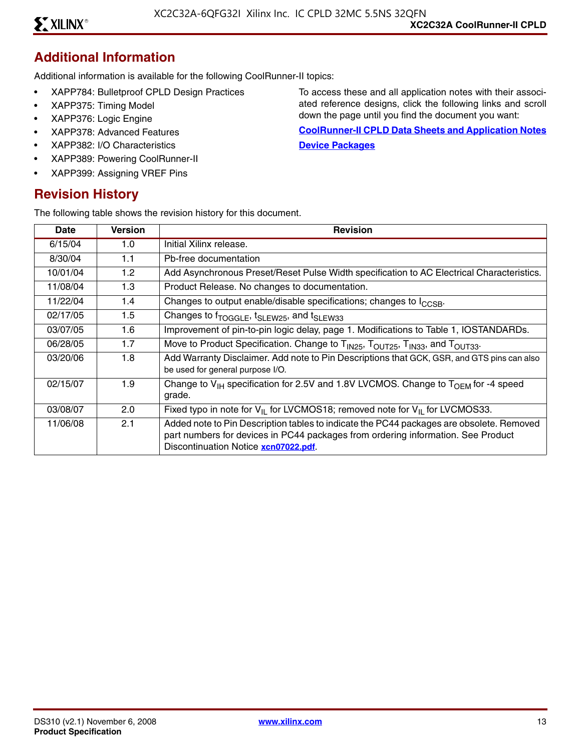## Additional Information

Additional information is available for the following CoolRunner-II topics:

- XAPP784: Bulletproof CPLD Design Practices
- XAPP375: Timing Model
- XAPP376: Logic Engine
- XAPP378: Advanced Features
- XAPP382: I/O Characteristics
- XAPP389: Powering CoolRunner-II
- XAPP399: Assigning VREF Pins

To access these and all application notes with their associated reference designs, click the following links and scroll down the page until you find the document you want:

**CoolRunner-II CPLD Data Sheets and Application Notes**

**Device Packages**

## Revision History

The following table shows the revision history for this document.

| Date | Version | Revision |
|---|---|---|
| 6/15/04 | 1.0 | Initial Xilinx release. |
| 8/30/04 | 1.1 | Pb-free documentation |
| 10/01/04 | 1.2 | Add Asynchronous Preset/Reset Pulse Width specification to AC Electrical Characteristics. |
| 11/08/04 | 1.3 | Product Release. No changes to documentation. |
| 11/22/04 | 1.4 | Changes to output enable/disable specifications; changes to $I_{CCSB}$. |
| 02/17/05 | 1.5 | Changes to $f_{TOGGLE}$, $t_{SLEW25}$, and $t_{SLEW33}$ |
| 03/07/05 | 1.6 | Improvement of pin-to-pin logic delay, page 1. Modifications to Table 1, IOSTANDARDs. |
| 06/28/05 | 1.7 | Move to Product Specification. Change to $T_{IN25}$, $T_{OUT25}$, $T_{IN33}$, and $T_{OUT33}$. |
| 03/20/06 | 1.8 | Add Warranty Disclaimer. Add note to Pin Descriptions that GCK, GSR, and GTS pins can also be used for general purpose I/O. |
| 02/15/07 | 1.9 | Change to $V_{IH}$ specification for 2.5V and 1.8V LVCMOS. Change to $T_{OEM}$ for -4 speed grade. |
| 03/08/07 | 2.0 | Fixed typo in note for $V_{IL}$ for LVCMOS18; removed note for $V_{IL}$ for LVCMOS33. |
| 11/06/08 | 2.1 | Added note to Pin Description tables to indicate the PC44 packages are obsolete. Removed part numbers for devices in PC44 packages from ordering information. See Product Discontinuation Notice **xcn07022.pdf**. |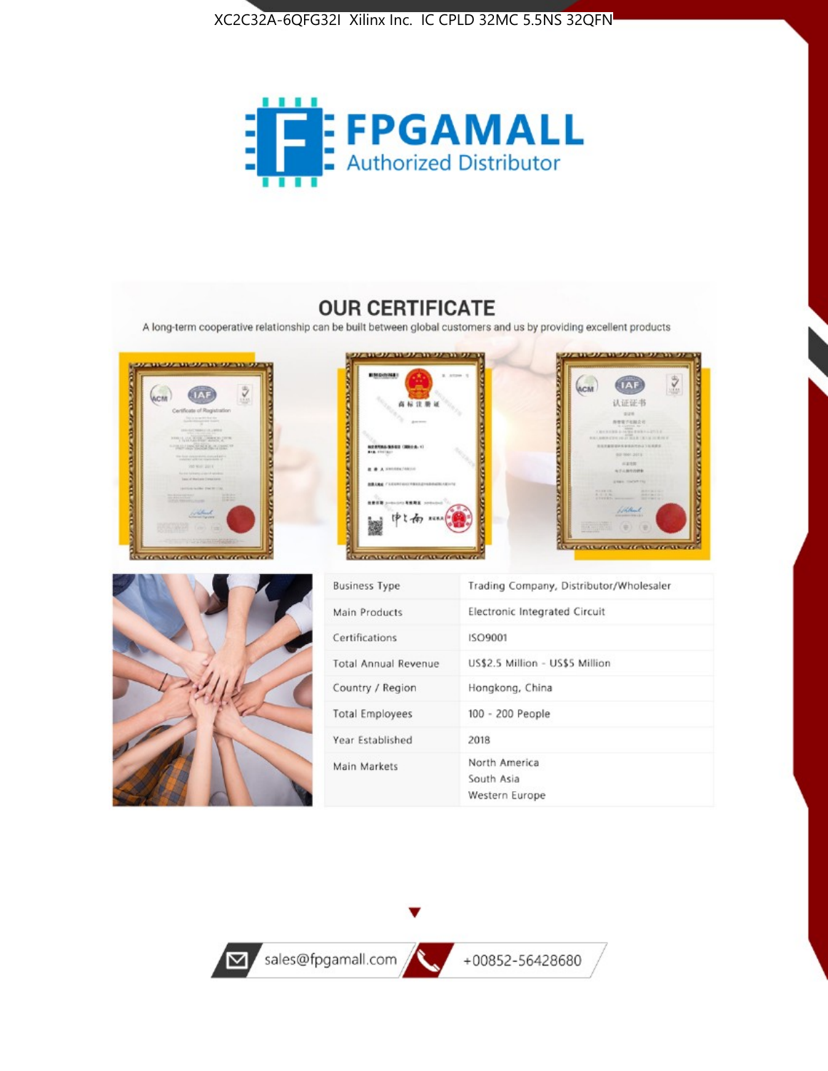FPGAMALL

Authorized Distributor

## OUR CERTIFICATE

A long-term cooperative relationship can be built between global customers and us by providing excellent products

| | |
|---|---|
| Business Type | Trading Company, Distributor/Wholesaler |
| Main Products | Electronic Integrated Circuit |
| Certifications | ISO9001 |
| Total Annual Revenue | US$2.5 Million - US$5 Million |
| Country / Region | Hongkong, China |
| Total Employees | 100 - 200 People |
| Year Established | 2018 |
| Main Markets | North America<br>South Asia<br>Western Europe |

sales@fpgamall.com

+00852-56428680